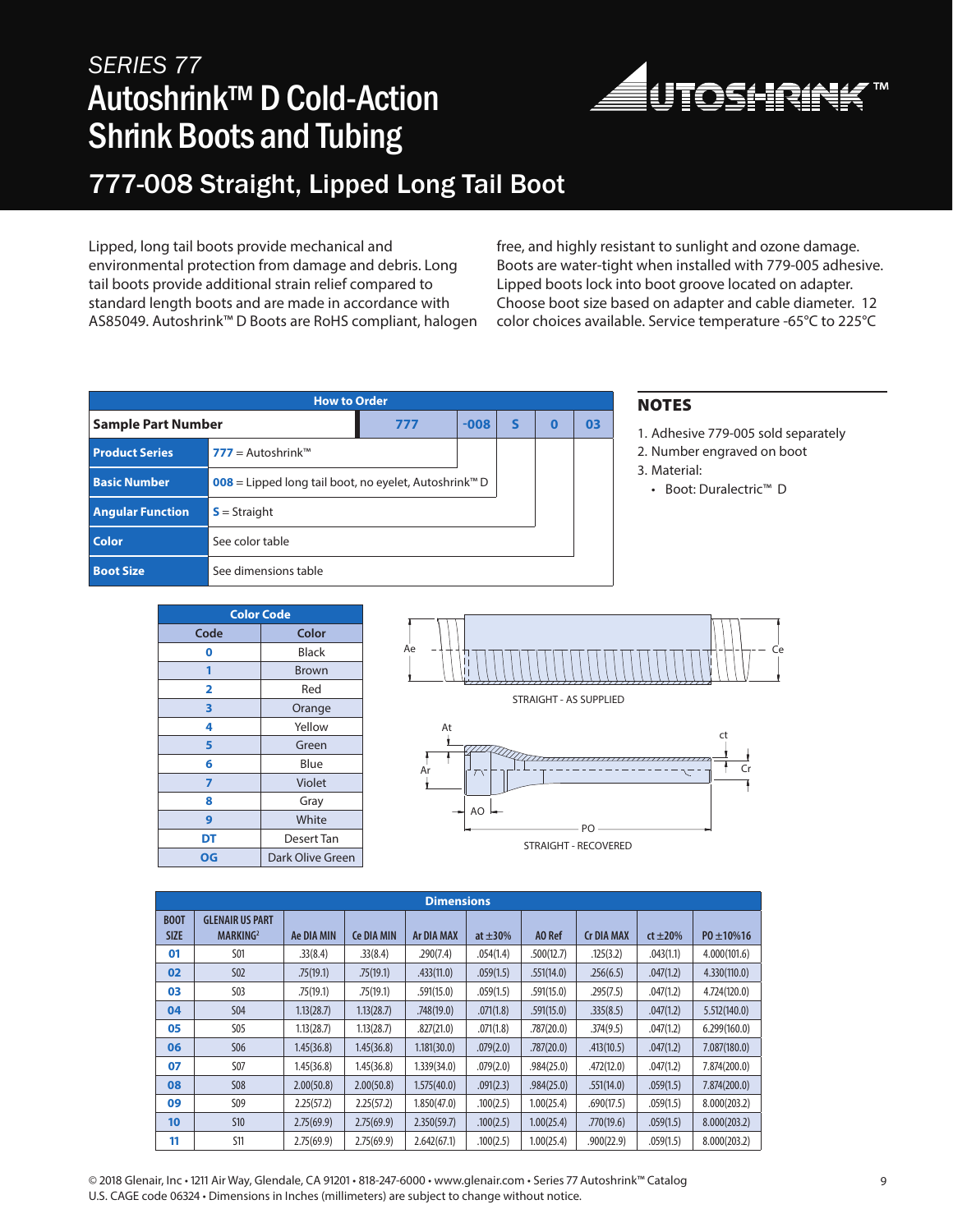SERIES 77

# Autoshrink™ D Cold-Action Shrink Boots and Tubing

## 777-008 Straight, Lipped Long Tail Boot

Lipped, long tail boots provide mechanical and environmental protection from damage and debris. Long tail boots provide additional strain relief compared to standard length boots and are made in accordance with AS85049. Autoshrink™ D Boots are RoHS compliant, halogen free, and highly resistant to sunlight and ozone damage. Boots are water-tight when installed with 779-005 adhesive. Lipped boots lock into boot groove located on adapter. Choose boot size based on adapter and cable diameter. 12 color choices available. Service temperature -65°C to 225°C

| How to Order | | | | | |
|---|---|---|---|---|---|
| **Sample Part Number** | 777 | -008 | S | 0 | 03 |
| **Product Series** | 777 = Autoshrink™ | | | | |
| **Basic Number** | 008 = Lipped long tail boot, no eyelet, Autoshrink™ D | | | | |
| **Angular Function** | S = Straight | | | | |
| **Color** | See color table | | | | |
| **Boot Size** | See dimensions table | | | | |

### NOTES

1. Adhesive 779-005 sold separately
2. Number engraved on boot
3. Material:
   - Boot: Duralectric™ D

| Color Code | |
|---|---|
| **Code** | **Color** |
| 0 | Black |
| 1 | Brown |
| 2 | Red |
| 3 | Orange |
| 4 | Yellow |
| 5 | Green |
| 6 | Blue |
| 7 | Violet |
| 8 | Gray |
| 9 | White |
| DT | Desert Tan |
| OG | Dark Olive Green |

STRAIGHT - AS SUPPLIED

STRAIGHT - RECOVERED

| BOOT SIZE | GLENAIR US PART MARKING[2] | Ae DIA MIN | Ce DIA MIN | Ar DIA MAX | at ±30% | AO Ref | Cr DIA MAX | ct ±20% | PO ±10%16 |
|---|---|---|---|---|---|---|---|---|---|
| 01 | S01 | .33(8.4) | .33(8.4) | .290(7.4) | .054(1.4) | .500(12.7) | .125(3.2) | .043(1.1) | 4.000(101.6) |
| 02 | S02 | .75(19.1) | .75(19.1) | .433(11.0) | .059(1.5) | .551(14.0) | .256(6.5) | .047(1.2) | 4.330(110.0) |
| 03 | S03 | .75(19.1) | .75(19.1) | .591(15.0) | .059(1.5) | .591(15.0) | .295(7.5) | .047(1.2) | 4.724(120.0) |
| 04 | S04 | 1.13(28.7) | 1.13(28.7) | .748(19.0) | .071(1.8) | .591(15.0) | .335(8.5) | .047(1.2) | 5.512(140.0) |
| 05 | S05 | 1.13(28.7) | 1.13(28.7) | .827(21.0) | .071(1.8) | .787(20.0) | .374(9.5) | .047(1.2) | 6.299(160.0) |
| 06 | S06 | 1.45(36.8) | 1.45(36.8) | 1.181(30.0) | .079(2.0) | .787(20.0) | .413(10.5) | .047(1.2) | 7.087(180.0) |
| 07 | S07 | 1.45(36.8) | 1.45(36.8) | 1.339(34.0) | .079(2.0) | .984(25.0) | .472(12.0) | .047(1.2) | 7.874(200.0) |
| 08 | S08 | 2.00(50.8) | 2.00(50.8) | 1.575(40.0) | .091(2.3) | .984(25.0) | .551(14.0) | .059(1.5) | 7.874(200.0) |
| 09 | S09 | 2.25(57.2) | 2.25(57.2) | 1.850(47.0) | .100(2.5) | 1.00(25.4) | .690(17.5) | .059(1.5) | 8.000(203.2) |
| 10 | S10 | 2.75(69.9) | 2.75(69.9) | 2.350(59.7) | .100(2.5) | 1.00(25.4) | .770(19.6) | .059(1.5) | 8.000(203.2) |
| 11 | S11 | 2.75(69.9) | 2.75(69.9) | 2.642(67.1) | .100(2.5) | 1.00(25.4) | .900(22.9) | .059(1.5) | 8.000(203.2) |

© 2018 Glenair, Inc • 1211 Air Way, Glendale, CA 91201 • 818-247-6000 • www.glenair.com • Series 77 Autoshrink™ Catalog
U.S. CAGE code 06324 • Dimensions in Inches (millimeters) are subject to change without notice.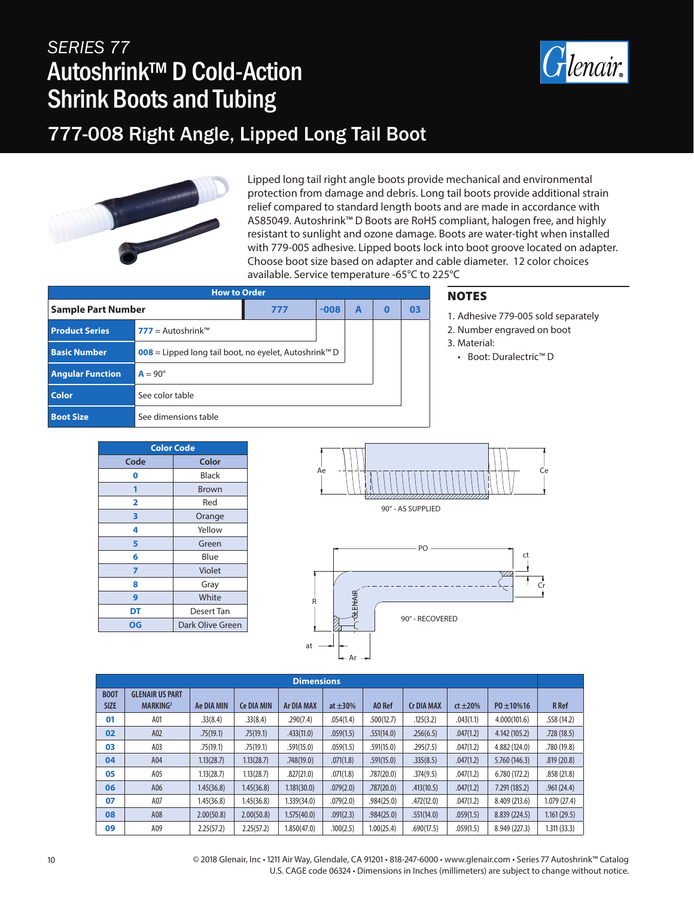# SERIES 77

# Autoshrink™ D Cold-Action Shrink Boots and Tubing

## 777-008 Right Angle, Lipped Long Tail Boot

Lipped long tail right angle boots provide mechanical and environmental protection from damage and debris. Long tail boots provide additional strain relief compared to standard length boots and are made in accordance with AS85049. Autoshrink™ D Boots are RoHS compliant, halogen free, and highly resistant to sunlight and ozone damage. Boots are water-tight when installed with 779-005 adhesive. Lipped boots lock into boot groove located on adapter. Choose boot size based on adapter and cable diameter. 12 color choices available. Service temperature -65°C to 225°C

### How to Order

| Sample Part Number | 777 | -008 | A | 0 | 03 |
|---|---|---|---|---|---|
| **Product Series** | 777 = Autoshrink™ | | | | |
| **Basic Number** | 008 = Lipped long tail boot, no eyelet, Autoshrink™ D | | | | |
| **Angular Function** | A = 90° | | | | |
| **Color** | See color table | | | | |
| **Boot Size** | See dimensions table | | | | |

### NOTES

1. Adhesive 779-005 sold separately
2. Number engraved on boot
3. Material:
   - Boot: Duralectric™ D

### Color Code

| Code | Color |
|---|---|
| 0 | Black |
| 1 | Brown |
| 2 | Red |
| 3 | Orange |
| 4 | Yellow |
| 5 | Green |
| 6 | Blue |
| 7 | Violet |
| 8 | Gray |
| 9 | White |
| DT | Desert Tan |
| OG | Dark Olive Green |

Ae
Ce
90° - AS SUPPLIED

PO
ct
Cr
R
GLENAIR
90° - RECOVERED
at
Ar

### Dimensions

| BOOT SIZE | GLENAIR US PART MARKING[2] | Ae DIA MIN | Ce DIA MIN | Ar DIA MAX | at ±30% | AO Ref | Cr DIA MAX | ct ±20% | PO ±10%16 | R Ref |
|---|---|---|---|---|---|---|---|---|---|---|
| 01 | A01 | .33(8.4) | .33(8.4) | .290(7.4) | .054(1.4) | .500(12.7) | .125(3.2) | .043(1.1) | 4.000(101.6) | .558 (14.2) |
| 02 | A02 | .75(19.1) | .75(19.1) | .433(11.0) | .059(1.5) | .551(14.0) | .256(6.5) | .047(1.2) | 4.142 (105.2) | .728 (18.5) |
| 03 | A03 | .75(19.1) | .75(19.1) | .591(15.0) | .059(1.5) | .591(15.0) | .295(7.5) | .047(1.2) | 4.882 (124.0) | .780 (19.8) |
| 04 | A04 | 1.13(28.7) | 1.13(28.7) | .748(19.0) | .071(1.8) | .591(15.0) | .335(8.5) | .047(1.2) | 5.760 (146.3) | .819 (20.8) |
| 05 | A05 | 1.13(28.7) | 1.13(28.7) | .827(21.0) | .071(1.8) | .787(20.0) | .374(9.5) | .047(1.2) | 6.780 (172.2) | .858 (21.8) |
| 06 | A06 | 1.45(36.8) | 1.45(36.8) | 1.181(30.0) | .079(2.0) | .787(20.0) | .413(10.5) | .047(1.2) | 7.291 (185.2) | .961 (24.4) |
| 07 | A07 | 1.45(36.8) | 1.45(36.8) | 1.339(34.0) | .079(2.0) | .984(25.0) | .472(12.0) | .047(1.2) | 8.409 (213.6) | 1.079 (27.4) |
| 08 | A08 | 2.00(50.8) | 2.00(50.8) | 1.575(40.0) | .091(2.3) | .984(25.0) | .551(14.0) | .059(1.5) | 8.839 (224.5) | 1.161 (29.5) |
| 09 | A09 | 2.25(57.2) | 2.25(57.2) | 1.850(47.0) | .100(2.5) | 1.00(25.4) | .690(17.5) | .059(1.5) | 8.949 (227.3) | 1.311 (33.3) |

© 2018 Glenair, Inc • 1211 Air Way, Glendale, CA 91201 • 818-247-6000 • www.glenair.com • Series 77 Autoshrink™ Catalog
U.S. CAGE code 06324 • Dimensions in Inches (millimeters) are subject to change without notice.